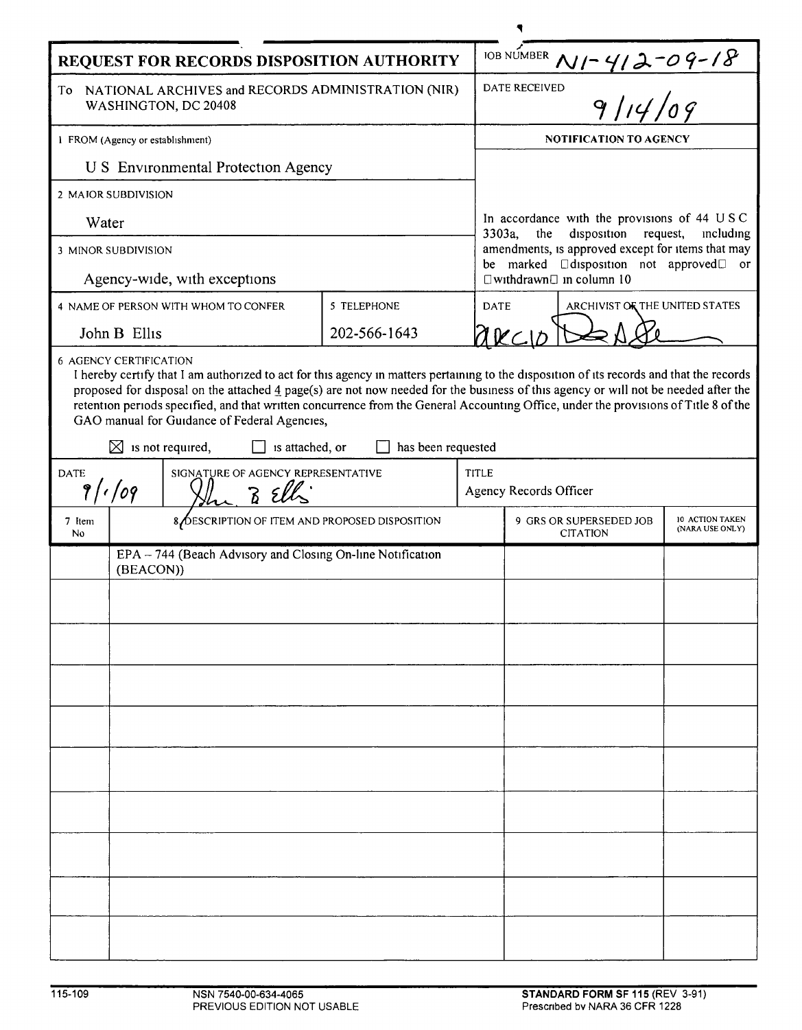# REQUEST FOR RECORDS DISPOSITION AUTHORITY

JOB NUMBER N1-412-09-18

To NATIONAL ARCHIVES and RECORDS ADMINISTRATION (NIR) WASHINGTON, DC 20408

DATE RECEIVED 9/14/09

1 FROM (Agency or establishment)

U S Environmental Protection Agency

2 MAJOR SUBDIVISION

Water

3 MINOR SUBDIVISION

Agency-wide, with exceptions

4 NAME OF PERSON WITH WHOM TO CONFER

John B Ellis

5 TELEPHONE

202-566-1643

**NOTIFICATION TO AGENCY**

In accordance with the provisions of 44 USC 3303a, the disposition request, including amendments, is approved except for items that may be marked "disposition not approved" or "withdrawn" in column 10

DATE: 2 DEC 10

ARCHIVIST OF THE UNITED STATES: [signature]

6 AGENCY CERTIFICATION

I hereby certify that I am authorized to act for this agency in matters pertaining to the disposition of its records and that the records proposed for disposal on the attached 4 page(s) are not now needed for the business of this agency or will not be needed after the retention periods specified, and that written concurrence from the General Accounting Office, under the provisions of Title 8 of the GAO manual for Guidance of Federal Agencies,

☒ is not required, ☐ is attached, or ☐ has been requested

DATE: 9/1/09

SIGNATURE OF AGENCY REPRESENTATIVE: John B Ellis

TITLE: Agency Records Officer

| 7 Item No | 8 DESCRIPTION OF ITEM AND PROPOSED DISPOSITION | 9 GRS OR SUPERSEDED JOB CITATION | 10 ACTION TAKEN (NARA USE ONLY) |
|---|---|---|---|
| | EPA – 744 (Beach Advisory and Closing On-line Notification (BEACON)) | | |
| | | | |
| | | | |
| | | | |
| | | | |
| | | | |
| | | | |
| | | | |
| | | | |
| | | | |

115-109 NSN 7540-00-634-4065 PREVIOUS EDITION NOT USABLE

STANDARD FORM SF 115 (REV 3-91) Prescribed by NARA 36 CFR 1228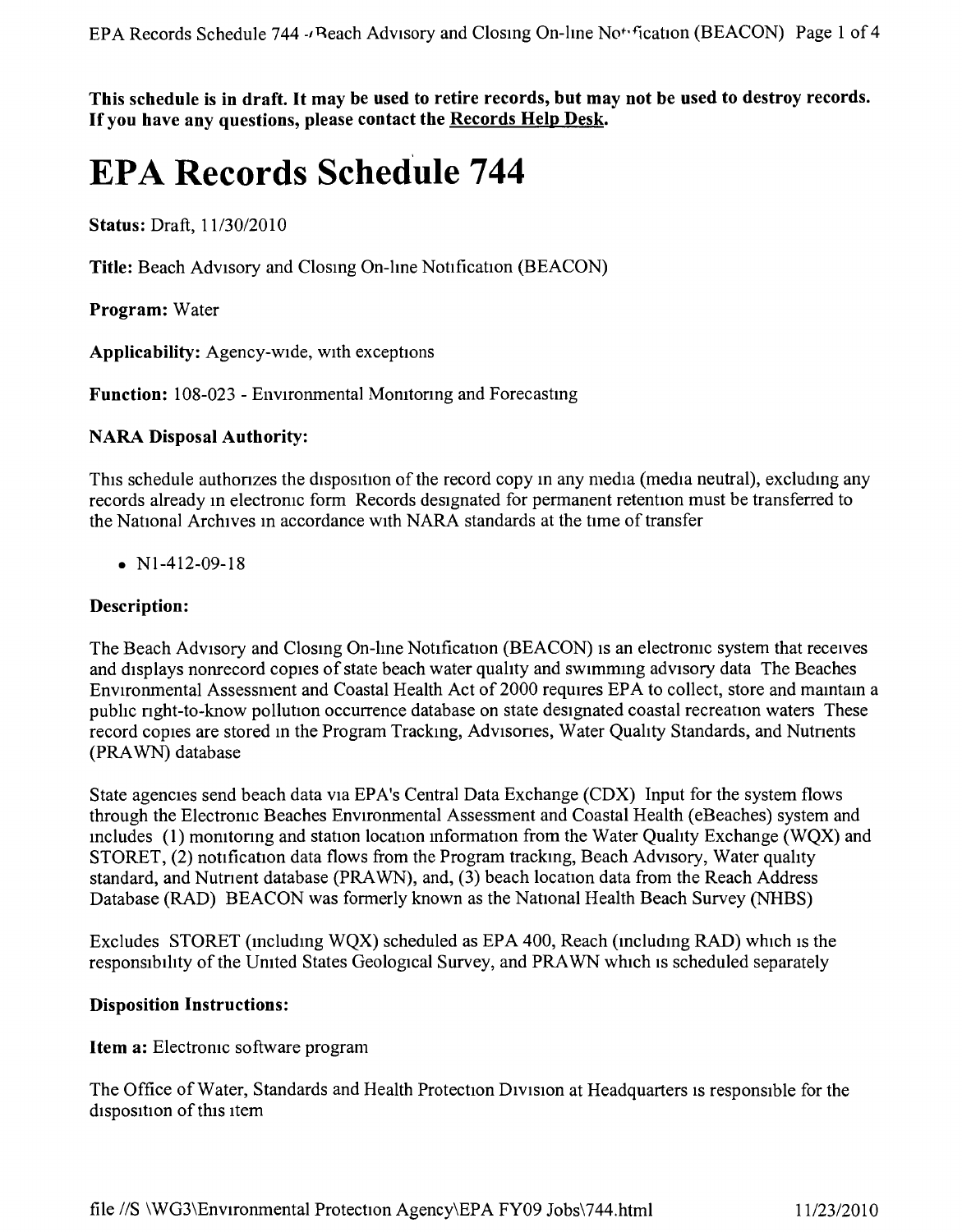**This schedule is in draft. It may be used to retire records, but may not be used to destroy records. If you have any questions, please contact the Records Help Desk.**

# EPA Records Schedule 744

**Status:** Draft, 11/30/2010

**Title:** Beach Advisory and Closing On-line Notification (BEACON)

**Program:** Water

**Applicability:** Agency-wide, with exceptions

**Function:** 108-023 - Environmental Monitoring and Forecasting

**NARA Disposal Authority:**

This schedule authorizes the disposition of the record copy in any media (media neutral), excluding any records already in electronic form Records designated for permanent retention must be transferred to the National Archives in accordance with NARA standards at the time of transfer

- N1-412-09-18

**Description:**

The Beach Advisory and Closing On-line Notification (BEACON) is an electronic system that receives and displays nonrecord copies of state beach water quality and swimming advisory data The Beaches Environmental Assessment and Coastal Health Act of 2000 requires EPA to collect, store and maintain a public right-to-know pollution occurrence database on state designated coastal recreation waters These record copies are stored in the Program Tracking, Advisories, Water Quality Standards, and Nutrients (PRAWN) database

State agencies send beach data via EPA's Central Data Exchange (CDX) Input for the system flows through the Electronic Beaches Environmental Assessment and Coastal Health (eBeaches) system and includes (1) monitoring and station location information from the Water Quality Exchange (WQX) and STORET, (2) notification data flows from the Program tracking, Beach Advisory, Water quality standard, and Nutrient database (PRAWN), and, (3) beach location data from the Reach Address Database (RAD) BEACON was formerly known as the National Health Beach Survey (NHBS)

Excludes STORET (including WQX) scheduled as EPA 400, Reach (including RAD) which is the responsibility of the United States Geological Survey, and PRAWN which is scheduled separately

**Disposition Instructions:**

**Item a:** Electronic software program

The Office of Water, Standards and Health Protection Division at Headquarters is responsible for the disposition of this item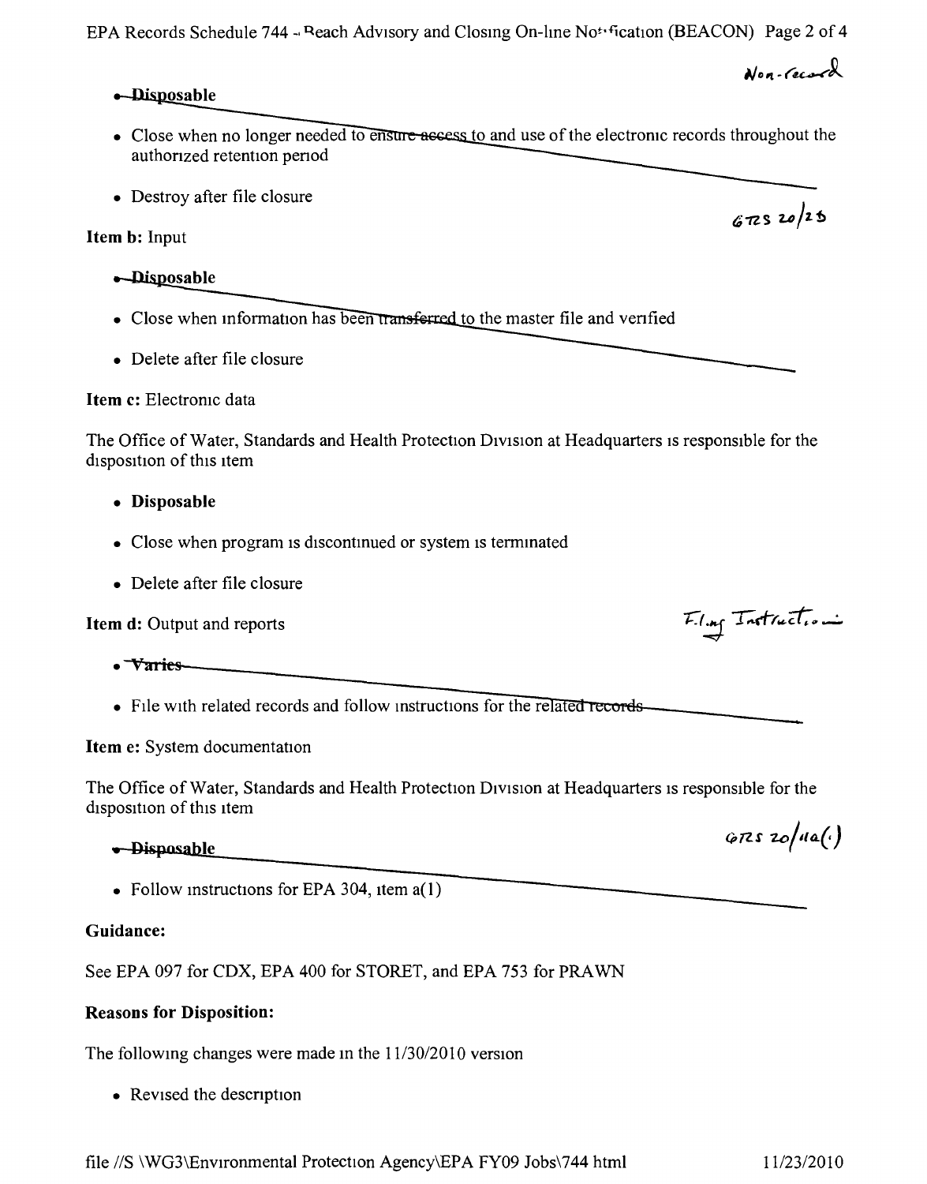Non-record

- Disposable

- Close when no longer needed to ensure access to and use of the electronic records throughout the authorized retention period

- Destroy after file closure

GRS 20/2b

**Item b:** Input

- Disposable

- Close when information has been transferred to the master file and verified

- Delete after file closure

**Item c:** Electronic data

The Office of Water, Standards and Health Protection Division at Headquarters is responsible for the disposition of this item

- **Disposable**

- Close when program is discontinued or system is terminated

- Delete after file closure

**Item d:** Output and reports

Filing Instructions

- Varies

- File with related records and follow instructions for the related records

**Item e:** System documentation

The Office of Water, Standards and Health Protection Division at Headquarters is responsible for the disposition of this item

GRS 20/11a(1)

- Disposable

- Follow instructions for EPA 304, item a(1)

**Guidance:**

See EPA 097 for CDX, EPA 400 for STORET, and EPA 753 for PRAWN

**Reasons for Disposition:**

The following changes were made in the 11/30/2010 version

- Revised the description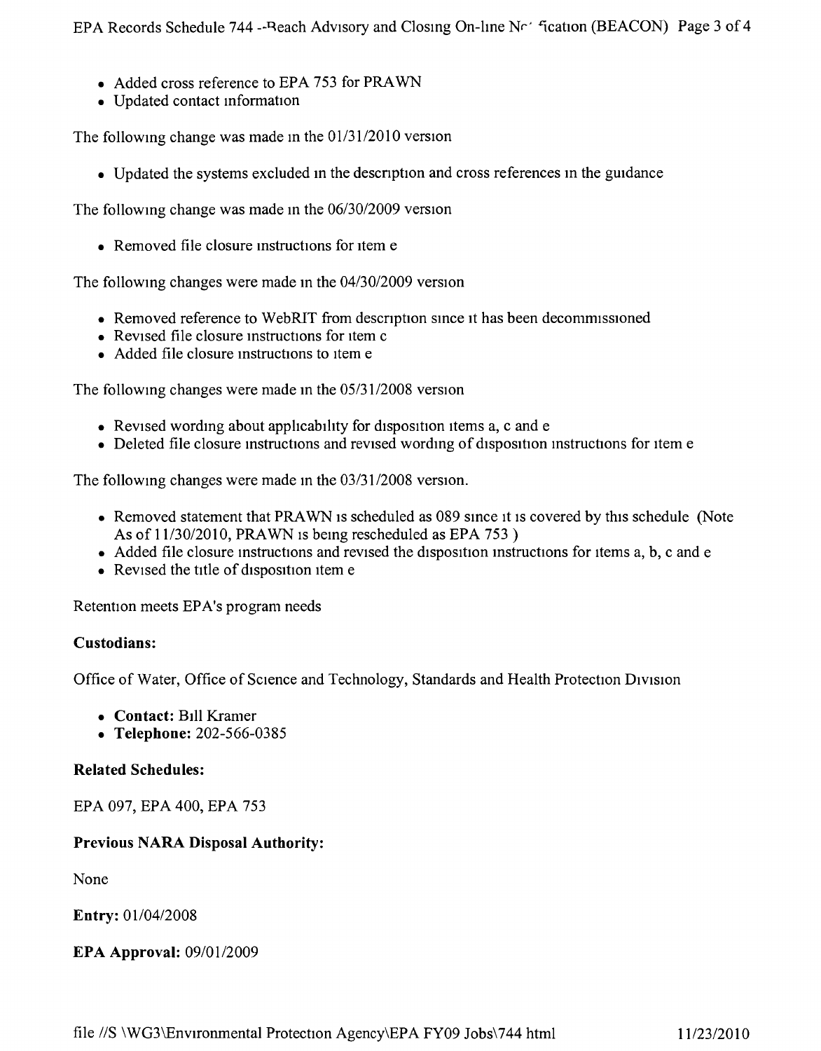- Added cross reference to EPA 753 for PRAWN
- Updated contact information

The following change was made in the 01/31/2010 version

- Updated the systems excluded in the description and cross references in the guidance

The following change was made in the 06/30/2009 version

- Removed file closure instructions for item e

The following changes were made in the 04/30/2009 version

- Removed reference to WebRIT from description since it has been decommissioned
- Revised file closure instructions for item c
- Added file closure instructions to item e

The following changes were made in the 05/31/2008 version

- Revised wording about applicability for disposition items a, c and e
- Deleted file closure instructions and revised wording of disposition instructions for item e

The following changes were made in the 03/31/2008 version.

- Removed statement that PRAWN is scheduled as 089 since it is covered by this schedule (Note As of 11/30/2010, PRAWN is being rescheduled as EPA 753 )
- Added file closure instructions and revised the disposition instructions for items a, b, c and e
- Revised the title of disposition item e

Retention meets EPA's program needs

**Custodians:**

Office of Water, Office of Science and Technology, Standards and Health Protection Division

- **Contact:** Bill Kramer
- **Telephone:** 202-566-0385

**Related Schedules:**

EPA 097, EPA 400, EPA 753

**Previous NARA Disposal Authority:**

None

**Entry:** 01/04/2008

**EPA Approval:** 09/01/2009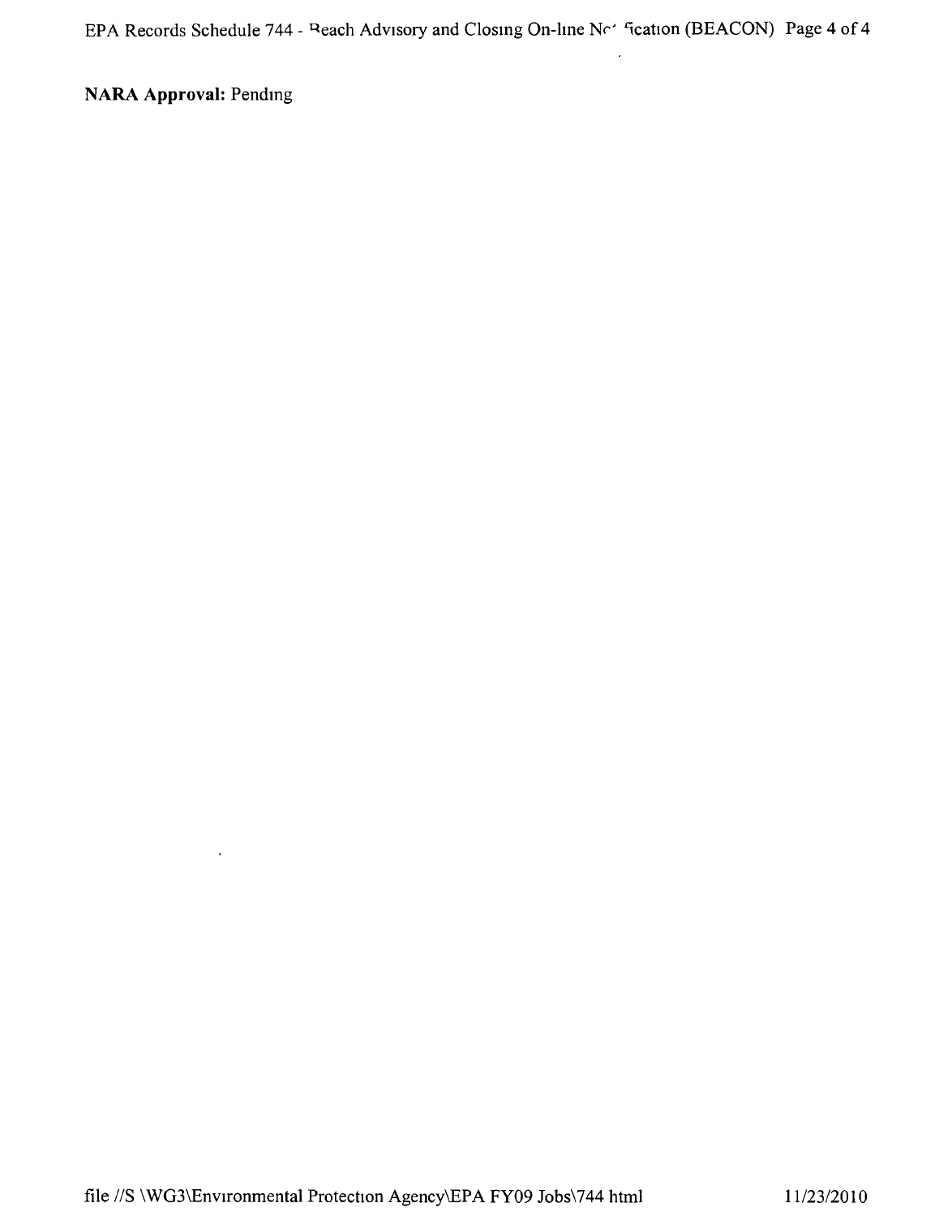**NARA Approval:** Pending